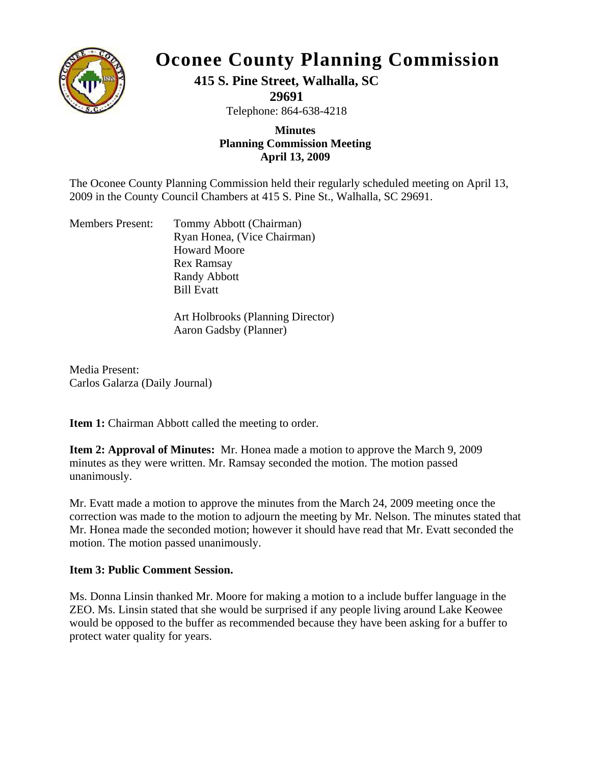# Oconee County Planning Commission

**415 S. Pine Street, Walhalla, SC 29691**

Telephone: 864-638-4218

**Minutes**
**Planning Commission Meeting**
**April 13, 2009**

The Oconee County Planning Commission held their regularly scheduled meeting on April 13, 2009 in the County Council Chambers at 415 S. Pine St., Walhalla, SC 29691.

Members Present:
- Tommy Abbott (Chairman)
- Ryan Honea, (Vice Chairman)
- Howard Moore
- Rex Ramsay
- Randy Abbott
- Bill Evatt

- Art Holbrooks (Planning Director)
- Aaron Gadsby (Planner)

Media Present:
Carlos Galarza (Daily Journal)

**Item 1:** Chairman Abbott called the meeting to order.

**Item 2: Approval of Minutes:** Mr. Honea made a motion to approve the March 9, 2009 minutes as they were written. Mr. Ramsay seconded the motion. The motion passed unanimously.

Mr. Evatt made a motion to approve the minutes from the March 24, 2009 meeting once the correction was made to the motion to adjourn the meeting by Mr. Nelson. The minutes stated that Mr. Honea made the seconded motion; however it should have read that Mr. Evatt seconded the motion. The motion passed unanimously.

**Item 3: Public Comment Session.**

Ms. Donna Linsin thanked Mr. Moore for making a motion to a include buffer language in the ZEO. Ms. Linsin stated that she would be surprised if any people living around Lake Keowee would be opposed to the buffer as recommended because they have been asking for a buffer to protect water quality for years.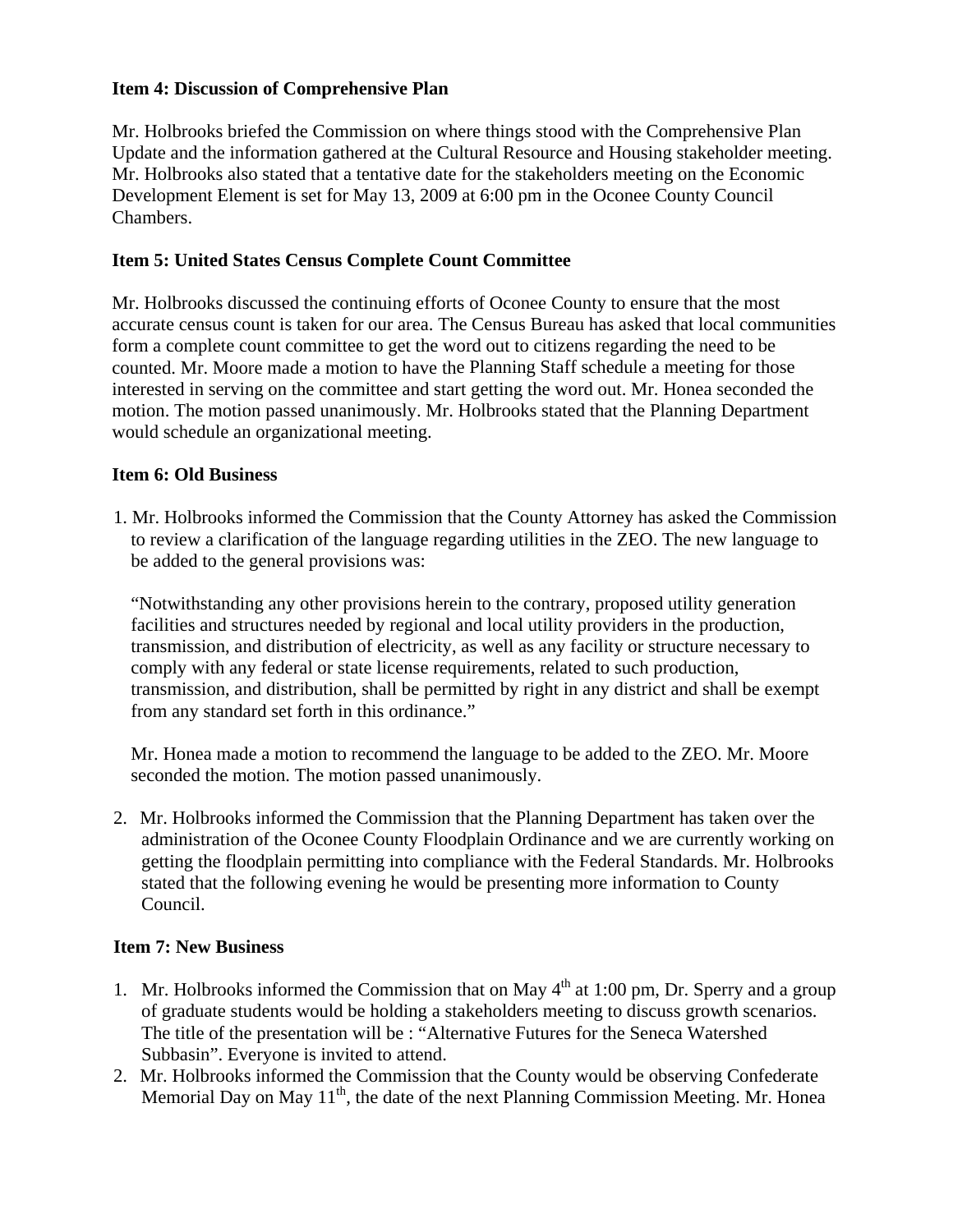**Item 4: Discussion of Comprehensive Plan**

Mr. Holbrooks briefed the Commission on where things stood with the Comprehensive Plan Update and the information gathered at the Cultural Resource and Housing stakeholder meeting. Mr. Holbrooks also stated that a tentative date for the stakeholders meeting on the Economic Development Element is set for May 13, 2009 at 6:00 pm in the Oconee County Council Chambers.

**Item 5: United States Census Complete Count Committee**

Mr. Holbrooks discussed the continuing efforts of Oconee County to ensure that the most accurate census count is taken for our area. The Census Bureau has asked that local communities form a complete count committee to get the word out to citizens regarding the need to be counted. Mr. Moore made a motion to have the Planning Staff schedule a meeting for those interested in serving on the committee and start getting the word out. Mr. Honea seconded the motion. The motion passed unanimously. Mr. Holbrooks stated that the Planning Department would schedule an organizational meeting.

**Item 6: Old Business**

1. Mr. Holbrooks informed the Commission that the County Attorney has asked the Commission to review a clarification of the language regarding utilities in the ZEO. The new language to be added to the general provisions was:

   "Notwithstanding any other provisions herein to the contrary, proposed utility generation facilities and structures needed by regional and local utility providers in the production, transmission, and distribution of electricity, as well as any facility or structure necessary to comply with any federal or state license requirements, related to such production, transmission, and distribution, shall be permitted by right in any district and shall be exempt from any standard set forth in this ordinance."

   Mr. Honea made a motion to recommend the language to be added to the ZEO. Mr. Moore seconded the motion. The motion passed unanimously.

2. Mr. Holbrooks informed the Commission that the Planning Department has taken over the administration of the Oconee County Floodplain Ordinance and we are currently working on getting the floodplain permitting into compliance with the Federal Standards. Mr. Holbrooks stated that the following evening he would be presenting more information to County Council.

**Item 7: New Business**

1. Mr. Holbrooks informed the Commission that on May 4th at 1:00 pm, Dr. Sperry and a group of graduate students would be holding a stakeholders meeting to discuss growth scenarios. The title of the presentation will be : "Alternative Futures for the Seneca Watershed Subbasin". Everyone is invited to attend.
2. Mr. Holbrooks informed the Commission that the County would be observing Confederate Memorial Day on May 11th, the date of the next Planning Commission Meeting. Mr. Honea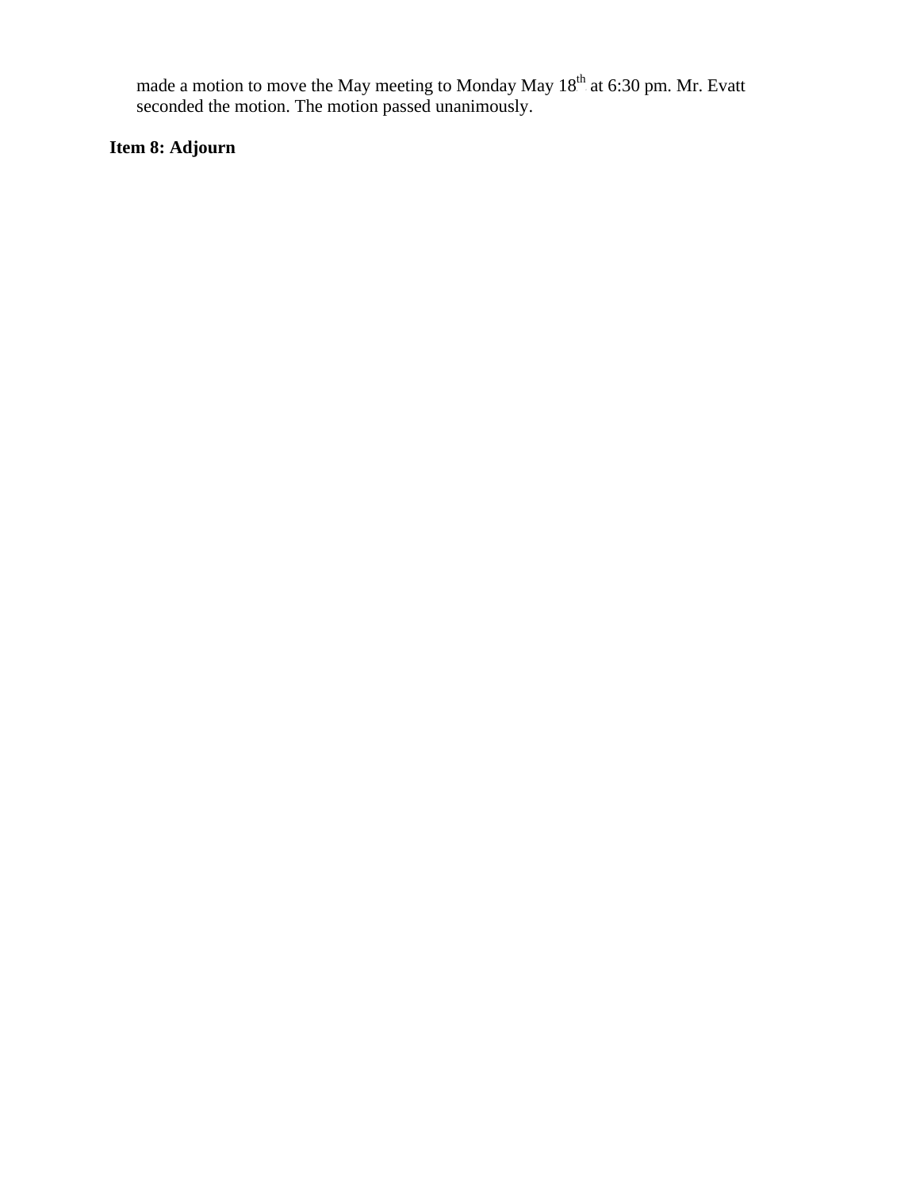made a motion to move the May meeting to Monday May 18th at 6:30 pm. Mr. Evatt seconded the motion. The motion passed unanimously.

**Item 8: Adjourn**